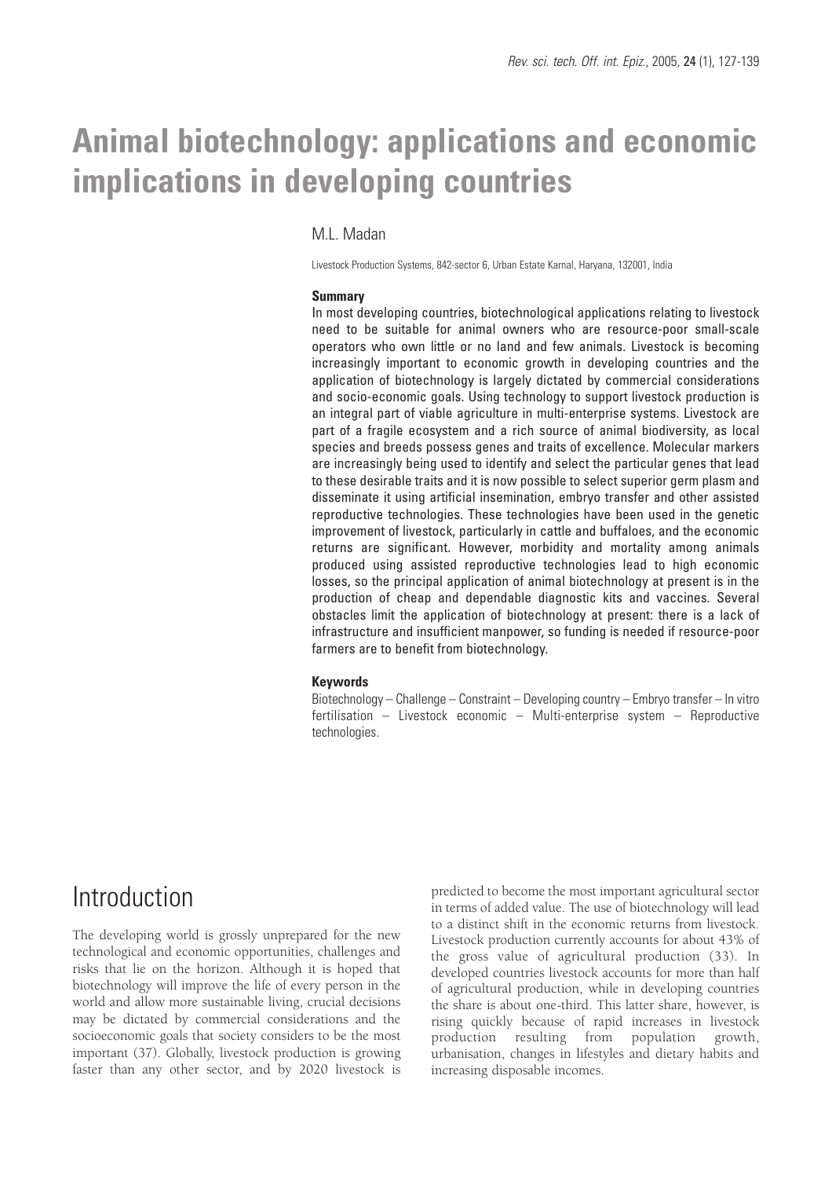# Animal biotechnology: applications and economic implications in developing countries

M.L. Madan

Livestock Production Systems, 842-sector 6, Urban Estate Karnal, Haryana, 132001, India

### Summary

In most developing countries, biotechnological applications relating to livestock need to be suitable for animal owners who are resource-poor small-scale operators who own little or no land and few animals. Livestock is becoming increasingly important to economic growth in developing countries and the application of biotechnology is largely dictated by commercial considerations and socio-economic goals. Using technology to support livestock production is an integral part of viable agriculture in multi-enterprise systems. Livestock are part of a fragile ecosystem and a rich source of animal biodiversity, as local species and breeds possess genes and traits of excellence. Molecular markers are increasingly being used to identify and select the particular genes that lead to these desirable traits and it is now possible to select superior germ plasm and disseminate it using artificial insemination, embryo transfer and other assisted reproductive technologies. These technologies have been used in the genetic improvement of livestock, particularly in cattle and buffaloes, and the economic returns are significant. However, morbidity and mortality among animals produced using assisted reproductive technologies lead to high economic losses, so the principal application of animal biotechnology at present is in the production of cheap and dependable diagnostic kits and vaccines. Several obstacles limit the application of biotechnology at present: there is a lack of infrastructure and insufficient manpower, so funding is needed if resource-poor farmers are to benefit from biotechnology.

### Keywords

Biotechnology – Challenge – Constraint – Developing country – Embryo transfer – In vitro fertilisation – Livestock economic – Multi-enterprise system – Reproductive technologies.

## Introduction

The developing world is grossly unprepared for the new technological and economic opportunities, challenges and risks that lie on the horizon. Although it is hoped that biotechnology will improve the life of every person in the world and allow more sustainable living, crucial decisions may be dictated by commercial considerations and the socioeconomic goals that society considers to be the most important (37). Globally, livestock production is growing faster than any other sector, and by 2020 livestock is predicted to become the most important agricultural sector in terms of added value. The use of biotechnology will lead to a distinct shift in the economic returns from livestock. Livestock production currently accounts for about 43% of the gross value of agricultural production (33). In developed countries livestock accounts for more than half of agricultural production, while in developing countries the share is about one-third. This latter share, however, is rising quickly because of rapid increases in livestock production resulting from population growth, urbanisation, changes in lifestyles and dietary habits and increasing disposable incomes.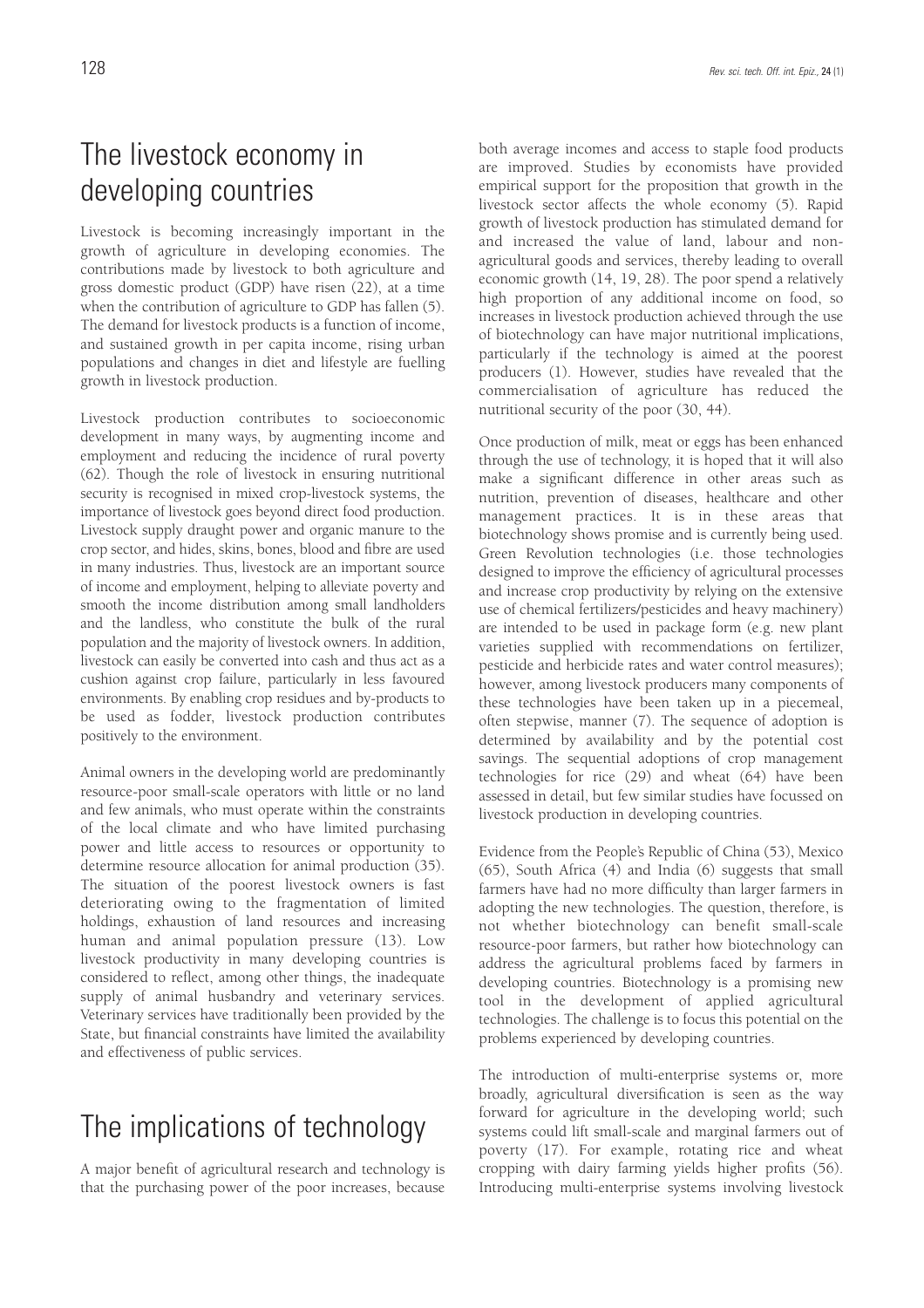## The livestock economy in developing countries

Livestock is becoming increasingly important in the growth of agriculture in developing economies. The contributions made by livestock to both agriculture and gross domestic product (GDP) have risen (22), at a time when the contribution of agriculture to GDP has fallen (5). The demand for livestock products is a function of income, and sustained growth in per capita income, rising urban populations and changes in diet and lifestyle are fuelling growth in livestock production.

Livestock production contributes to socioeconomic development in many ways, by augmenting income and employment and reducing the incidence of rural poverty (62). Though the role of livestock in ensuring nutritional security is recognised in mixed crop-livestock systems, the importance of livestock goes beyond direct food production. Livestock supply draught power and organic manure to the crop sector, and hides, skins, bones, blood and fibre are used in many industries. Thus, livestock are an important source of income and employment, helping to alleviate poverty and smooth the income distribution among small landholders and the landless, who constitute the bulk of the rural population and the majority of livestock owners. In addition, livestock can easily be converted into cash and thus act as a cushion against crop failure, particularly in less favoured environments. By enabling crop residues and by-products to be used as fodder, livestock production contributes positively to the environment.

Animal owners in the developing world are predominantly resource-poor small-scale operators with little or no land and few animals, who must operate within the constraints of the local climate and who have limited purchasing power and little access to resources or opportunity to determine resource allocation for animal production (35). The situation of the poorest livestock owners is fast deteriorating owing to the fragmentation of limited holdings, exhaustion of land resources and increasing human and animal population pressure (13). Low livestock productivity in many developing countries is considered to reflect, among other things, the inadequate supply of animal husbandry and veterinary services. Veterinary services have traditionally been provided by the State, but financial constraints have limited the availability and effectiveness of public services.

## The implications of technology

A major benefit of agricultural research and technology is that the purchasing power of the poor increases, because both average incomes and access to staple food products are improved. Studies by economists have provided empirical support for the proposition that growth in the livestock sector affects the whole economy (5). Rapid growth of livestock production has stimulated demand for and increased the value of land, labour and non-agricultural goods and services, thereby leading to overall economic growth (14, 19, 28). The poor spend a relatively high proportion of any additional income on food, so increases in livestock production achieved through the use of biotechnology can have major nutritional implications, particularly if the technology is aimed at the poorest producers (1). However, studies have revealed that the commercialisation of agriculture has reduced the nutritional security of the poor (30, 44).

Once production of milk, meat or eggs has been enhanced through the use of technology, it is hoped that it will also make a significant difference in other areas such as nutrition, prevention of diseases, healthcare and other management practices. It is in these areas that biotechnology shows promise and is currently being used. Green Revolution technologies (i.e. those technologies designed to improve the efficiency of agricultural processes and increase crop productivity by relying on the extensive use of chemical fertilizers/pesticides and heavy machinery) are intended to be used in package form (e.g. new plant varieties supplied with recommendations on fertilizer, pesticide and herbicide rates and water control measures); however, among livestock producers many components of these technologies have been taken up in a piecemeal, often stepwise, manner (7). The sequence of adoption is determined by availability and by the potential cost savings. The sequential adoptions of crop management technologies for rice (29) and wheat (64) have been assessed in detail, but few similar studies have focussed on livestock production in developing countries.

Evidence from the People's Republic of China (53), Mexico (65), South Africa (4) and India (6) suggests that small farmers have had no more difficulty than larger farmers in adopting the new technologies. The question, therefore, is not whether biotechnology can benefit small-scale resource-poor farmers, but rather how biotechnology can address the agricultural problems faced by farmers in developing countries. Biotechnology is a promising new tool in the development of applied agricultural technologies. The challenge is to focus this potential on the problems experienced by developing countries.

The introduction of multi-enterprise systems or, more broadly, agricultural diversification is seen as the way forward for agriculture in the developing world; such systems could lift small-scale and marginal farmers out of poverty (17). For example, rotating rice and wheat cropping with dairy farming yields higher profits (56). Introducing multi-enterprise systems involving livestock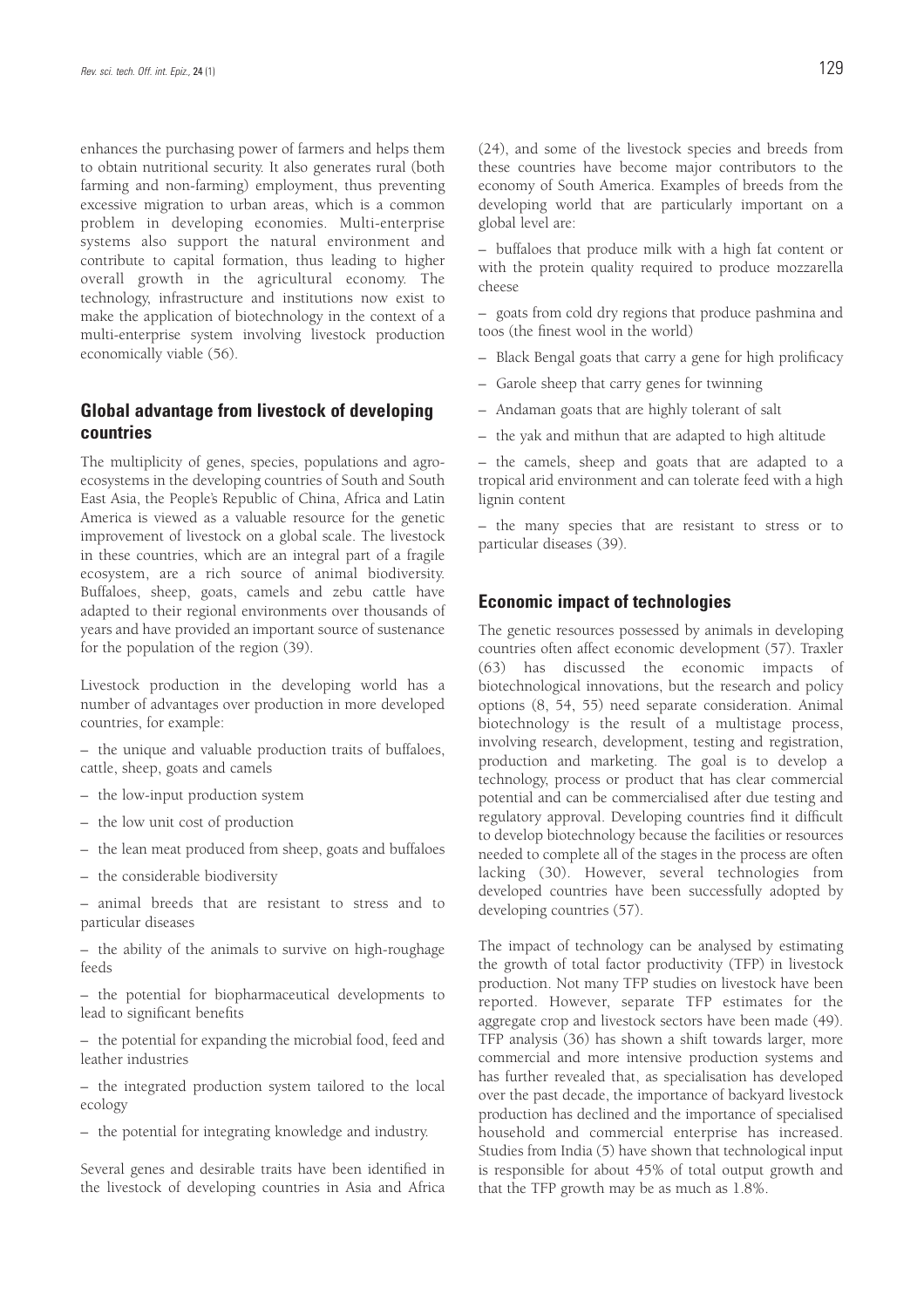enhances the purchasing power of farmers and helps them to obtain nutritional security. It also generates rural (both farming and non-farming) employment, thus preventing excessive migration to urban areas, which is a common problem in developing economies. Multi-enterprise systems also support the natural environment and contribute to capital formation, thus leading to higher overall growth in the agricultural economy. The technology, infrastructure and institutions now exist to make the application of biotechnology in the context of a multi-enterprise system involving livestock production economically viable (56).

## Global advantage from livestock of developing countries

The multiplicity of genes, species, populations and agro-ecosystems in the developing countries of South and South East Asia, the People's Republic of China, Africa and Latin America is viewed as a valuable resource for the genetic improvement of livestock on a global scale. The livestock in these countries, which are an integral part of a fragile ecosystem, are a rich source of animal biodiversity. Buffaloes, sheep, goats, camels and zebu cattle have adapted to their regional environments over thousands of years and have provided an important source of sustenance for the population of the region (39).

Livestock production in the developing world has a number of advantages over production in more developed countries, for example:

– the unique and valuable production traits of buffaloes, cattle, sheep, goats and camels

– the low-input production system

– the low unit cost of production

– the lean meat produced from sheep, goats and buffaloes

– the considerable biodiversity

– animal breeds that are resistant to stress and to particular diseases

– the ability of the animals to survive on high-roughage feeds

– the potential for biopharmaceutical developments to lead to significant benefits

– the potential for expanding the microbial food, feed and leather industries

– the integrated production system tailored to the local ecology

– the potential for integrating knowledge and industry.

Several genes and desirable traits have been identified in the livestock of developing countries in Asia and Africa (24), and some of the livestock species and breeds from these countries have become major contributors to the economy of South America. Examples of breeds from the developing world that are particularly important on a global level are:

– buffaloes that produce milk with a high fat content or with the protein quality required to produce mozzarella cheese

– goats from cold dry regions that produce pashmina and toos (the finest wool in the world)

– Black Bengal goats that carry a gene for high prolificacy

– Garole sheep that carry genes for twinning

– Andaman goats that are highly tolerant of salt

– the yak and mithun that are adapted to high altitude

– the camels, sheep and goats that are adapted to a tropical arid environment and can tolerate feed with a high lignin content

– the many species that are resistant to stress or to particular diseases (39).

## Economic impact of technologies

The genetic resources possessed by animals in developing countries often affect economic development (57). Traxler (63) has discussed the economic impacts of biotechnological innovations, but the research and policy options (8, 54, 55) need separate consideration. Animal biotechnology is the result of a multistage process, involving research, development, testing and registration, production and marketing. The goal is to develop a technology, process or product that has clear commercial potential and can be commercialised after due testing and regulatory approval. Developing countries find it difficult to develop biotechnology because the facilities or resources needed to complete all of the stages in the process are often lacking (30). However, several technologies from developed countries have been successfully adopted by developing countries (57).

The impact of technology can be analysed by estimating the growth of total factor productivity (TFP) in livestock production. Not many TFP studies on livestock have been reported. However, separate TFP estimates for the aggregate crop and livestock sectors have been made (49). TFP analysis (36) has shown a shift towards larger, more commercial and more intensive production systems and has further revealed that, as specialisation has developed over the past decade, the importance of backyard livestock production has declined and the importance of specialised household and commercial enterprise has increased. Studies from India (5) have shown that technological input is responsible for about 45% of total output growth and that the TFP growth may be as much as 1.8%.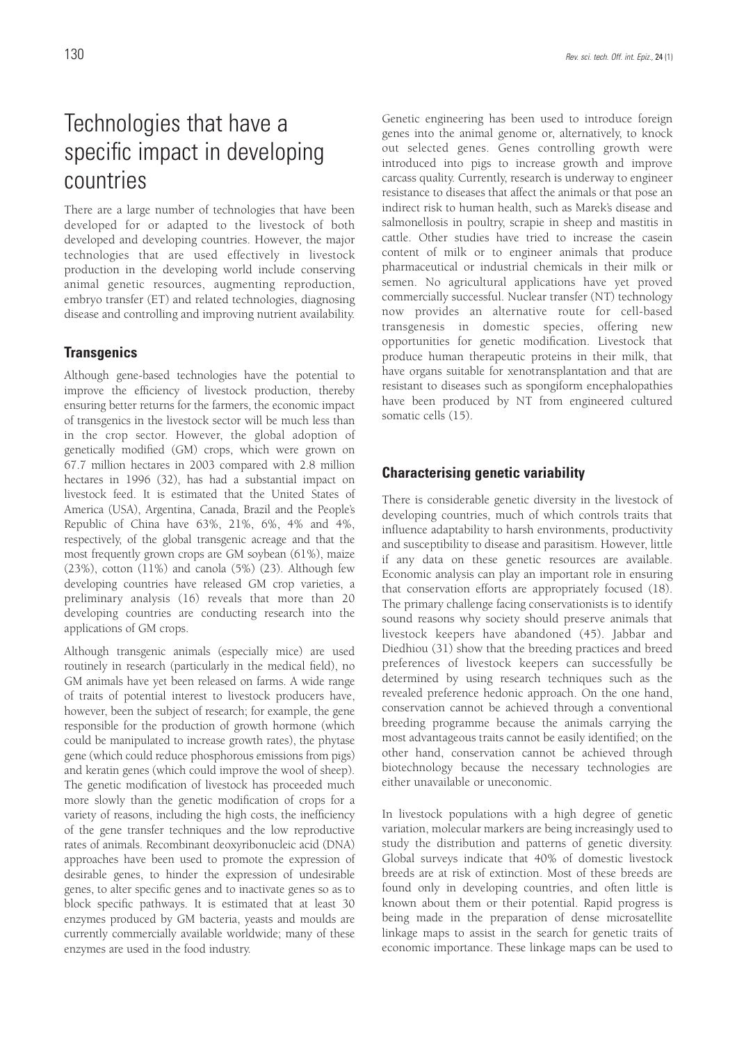# Technologies that have a specific impact in developing countries

There are a large number of technologies that have been developed for or adapted to the livestock of both developed and developing countries. However, the major technologies that are used effectively in livestock production in the developing world include conserving animal genetic resources, augmenting reproduction, embryo transfer (ET) and related technologies, diagnosing disease and controlling and improving nutrient availability.

## Transgenics

Although gene-based technologies have the potential to improve the efficiency of livestock production, thereby ensuring better returns for the farmers, the economic impact of transgenics in the livestock sector will be much less than in the crop sector. However, the global adoption of genetically modified (GM) crops, which were grown on 67.7 million hectares in 2003 compared with 2.8 million hectares in 1996 (32), has had a substantial impact on livestock feed. It is estimated that the United States of America (USA), Argentina, Canada, Brazil and the People's Republic of China have 63%, 21%, 6%, 4% and 4%, respectively, of the global transgenic acreage and that the most frequently grown crops are GM soybean (61%), maize (23%), cotton (11%) and canola (5%) (23). Although few developing countries have released GM crop varieties, a preliminary analysis (16) reveals that more than 20 developing countries are conducting research into the applications of GM crops.

Although transgenic animals (especially mice) are used routinely in research (particularly in the medical field), no GM animals have yet been released on farms. A wide range of traits of potential interest to livestock producers have, however, been the subject of research; for example, the gene responsible for the production of growth hormone (which could be manipulated to increase growth rates), the phytase gene (which could reduce phosphorous emissions from pigs) and keratin genes (which could improve the wool of sheep). The genetic modification of livestock has proceeded much more slowly than the genetic modification of crops for a variety of reasons, including the high costs, the inefficiency of the gene transfer techniques and the low reproductive rates of animals. Recombinant deoxyribonucleic acid (DNA) approaches have been used to promote the expression of desirable genes, to hinder the expression of undesirable genes, to alter specific genes and to inactivate genes so as to block specific pathways. It is estimated that at least 30 enzymes produced by GM bacteria, yeasts and moulds are currently commercially available worldwide; many of these enzymes are used in the food industry.

Genetic engineering has been used to introduce foreign genes into the animal genome or, alternatively, to knock out selected genes. Genes controlling growth were introduced into pigs to increase growth and improve carcass quality. Currently, research is underway to engineer resistance to diseases that affect the animals or that pose an indirect risk to human health, such as Marek's disease and salmonellosis in poultry, scrapie in sheep and mastitis in cattle. Other studies have tried to increase the casein content of milk or to engineer animals that produce pharmaceutical or industrial chemicals in their milk or semen. No agricultural applications have yet proved commercially successful. Nuclear transfer (NT) technology now provides an alternative route for cell-based transgenesis in domestic species, offering new opportunities for genetic modification. Livestock that produce human therapeutic proteins in their milk, that have organs suitable for xenotransplantation and that are resistant to diseases such as spongiform encephalopathies have been produced by NT from engineered cultured somatic cells (15).

## Characterising genetic variability

There is considerable genetic diversity in the livestock of developing countries, much of which controls traits that influence adaptability to harsh environments, productivity and susceptibility to disease and parasitism. However, little if any data on these genetic resources are available. Economic analysis can play an important role in ensuring that conservation efforts are appropriately focused (18). The primary challenge facing conservationists is to identify sound reasons why society should preserve animals that livestock keepers have abandoned (45). Jabbar and Diedhiou (31) show that the breeding practices and breed preferences of livestock keepers can successfully be determined by using research techniques such as the revealed preference hedonic approach. On the one hand, conservation cannot be achieved through a conventional breeding programme because the animals carrying the most advantageous traits cannot be easily identified; on the other hand, conservation cannot be achieved through biotechnology because the necessary technologies are either unavailable or uneconomic.

In livestock populations with a high degree of genetic variation, molecular markers are being increasingly used to study the distribution and patterns of genetic diversity. Global surveys indicate that 40% of domestic livestock breeds are at risk of extinction. Most of these breeds are found only in developing countries, and often little is known about them or their potential. Rapid progress is being made in the preparation of dense microsatellite linkage maps to assist in the search for genetic traits of economic importance. These linkage maps can be used to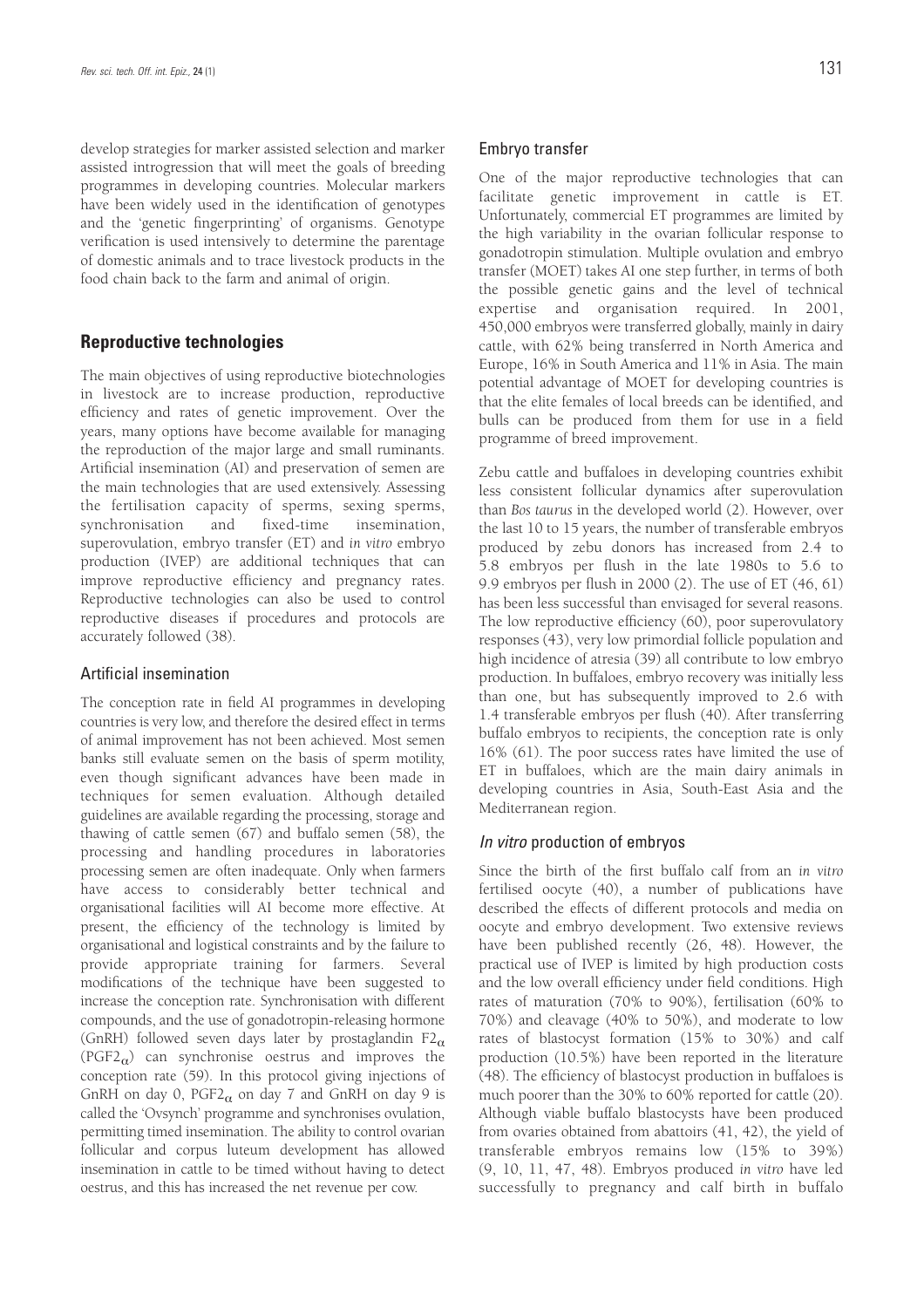develop strategies for marker assisted selection and marker assisted introgression that will meet the goals of breeding programmes in developing countries. Molecular markers have been widely used in the identification of genotypes and the 'genetic fingerprinting' of organisms. Genotype verification is used intensively to determine the parentage of domestic animals and to trace livestock products in the food chain back to the farm and animal of origin.

## Reproductive technologies

The main objectives of using reproductive biotechnologies in livestock are to increase production, reproductive efficiency and rates of genetic improvement. Over the years, many options have become available for managing the reproduction of the major large and small ruminants. Artificial insemination (AI) and preservation of semen are the main technologies that are used extensively. Assessing the fertilisation capacity of sperms, sexing sperms, synchronisation and fixed-time insemination, superovulation, embryo transfer (ET) and *in vitro* embryo production (IVEP) are additional techniques that can improve reproductive efficiency and pregnancy rates. Reproductive technologies can also be used to control reproductive diseases if procedures and protocols are accurately followed (38).

### Artificial insemination

The conception rate in field AI programmes in developing countries is very low, and therefore the desired effect in terms of animal improvement has not been achieved. Most semen banks still evaluate semen on the basis of sperm motility, even though significant advances have been made in techniques for semen evaluation. Although detailed guidelines are available regarding the processing, storage and thawing of cattle semen (67) and buffalo semen (58), the processing and handling procedures in laboratories processing semen are often inadequate. Only when farmers have access to considerably better technical and organisational facilities will AI become more effective. At present, the efficiency of the technology is limited by organisational and logistical constraints and by the failure to provide appropriate training for farmers. Several modifications of the technique have been suggested to increase the conception rate. Synchronisation with different compounds, and the use of gonadotropin-releasing hormone (GnRH) followed seven days later by prostaglandin $F2_{\alpha}$ ($PGF2_{\alpha}$) can synchronise oestrus and improves the conception rate (59). In this protocol giving injections of GnRH on day 0, $PGF2_{\alpha}$ on day 7 and GnRH on day 9 is called the 'Ovsynch' programme and synchronises ovulation, permitting timed insemination. The ability to control ovarian follicular and corpus luteum development has allowed insemination in cattle to be timed without having to detect oestrus, and this has increased the net revenue per cow.

### Embryo transfer

One of the major reproductive technologies that can facilitate genetic improvement in cattle is ET. Unfortunately, commercial ET programmes are limited by the high variability in the ovarian follicular response to gonadotropin stimulation. Multiple ovulation and embryo transfer (MOET) takes AI one step further, in terms of both the possible genetic gains and the level of technical expertise and organisation required. In 2001, 450,000 embryos were transferred globally, mainly in dairy cattle, with 62% being transferred in North America and Europe, 16% in South America and 11% in Asia. The main potential advantage of MOET for developing countries is that the elite females of local breeds can be identified, and bulls can be produced from them for use in a field programme of breed improvement.

Zebu cattle and buffaloes in developing countries exhibit less consistent follicular dynamics after superovulation than *Bos taurus* in the developed world (2). However, over the last 10 to 15 years, the number of transferable embryos produced by zebu donors has increased from 2.4 to 5.8 embryos per flush in the late 1980s to 5.6 to 9.9 embryos per flush in 2000 (2). The use of ET (46, 61) has been less successful than envisaged for several reasons. The low reproductive efficiency (60), poor superovulatory responses (43), very low primordial follicle population and high incidence of atresia (39) all contribute to low embryo production. In buffaloes, embryo recovery was initially less than one, but has subsequently improved to 2.6 with 1.4 transferable embryos per flush (40). After transferring buffalo embryos to recipients, the conception rate is only 16% (61). The poor success rates have limited the use of ET in buffaloes, which are the main dairy animals in developing countries in Asia, South-East Asia and the Mediterranean region.

### *In vitro* production of embryos

Since the birth of the first buffalo calf from an *in vitro* fertilised oocyte (40), a number of publications have described the effects of different protocols and media on oocyte and embryo development. Two extensive reviews have been published recently (26, 48). However, the practical use of IVEP is limited by high production costs and the low overall efficiency under field conditions. High rates of maturation (70% to 90%), fertilisation (60% to 70%) and cleavage (40% to 50%), and moderate to low rates of blastocyst formation (15% to 30%) and calf production (10.5%) have been reported in the literature (48). The efficiency of blastocyst production in buffaloes is much poorer than the 30% to 60% reported for cattle (20). Although viable buffalo blastocysts have been produced from ovaries obtained from abattoirs (41, 42), the yield of transferable embryos remains low (15% to 39%) (9, 10, 11, 47, 48). Embryos produced *in vitro* have led successfully to pregnancy and calf birth in buffalo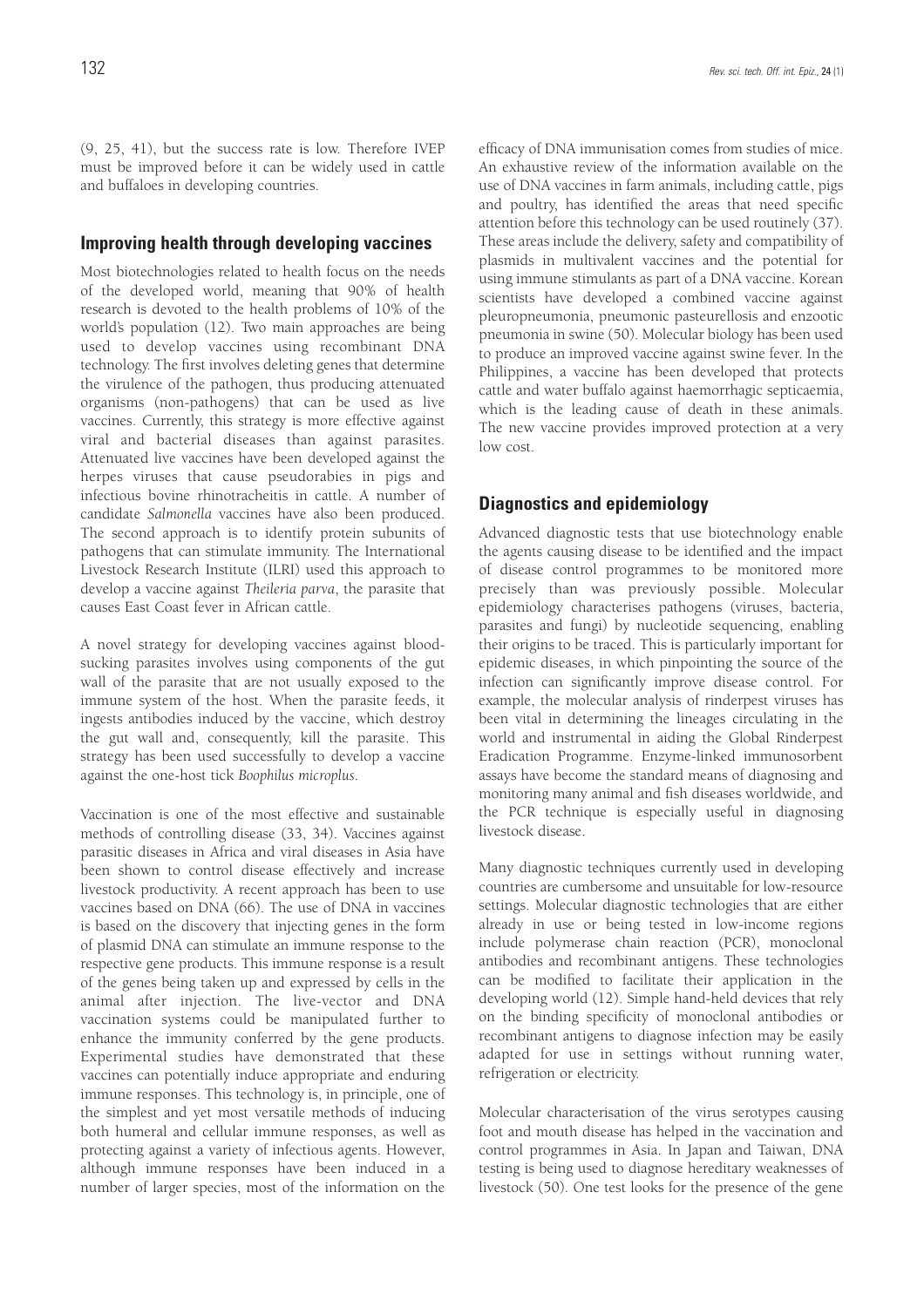(9, 25, 41), but the success rate is low. Therefore IVEP must be improved before it can be widely used in cattle and buffaloes in developing countries.

## Improving health through developing vaccines

Most biotechnologies related to health focus on the needs of the developed world, meaning that 90% of health research is devoted to the health problems of 10% of the world's population (12). Two main approaches are being used to develop vaccines using recombinant DNA technology. The first involves deleting genes that determine the virulence of the pathogen, thus producing attenuated organisms (non-pathogens) that can be used as live vaccines. Currently, this strategy is more effective against viral and bacterial diseases than against parasites. Attenuated live vaccines have been developed against the herpes viruses that cause pseudorabies in pigs and infectious bovine rhinotracheitis in cattle. A number of candidate *Salmonella* vaccines have also been produced. The second approach is to identify protein subunits of pathogens that can stimulate immunity. The International Livestock Research Institute (ILRI) used this approach to develop a vaccine against *Theileria parva*, the parasite that causes East Coast fever in African cattle.

A novel strategy for developing vaccines against blood-sucking parasites involves using components of the gut wall of the parasite that are not usually exposed to the immune system of the host. When the parasite feeds, it ingests antibodies induced by the vaccine, which destroy the gut wall and, consequently, kill the parasite. This strategy has been used successfully to develop a vaccine against the one-host tick *Boophilus microplus*.

Vaccination is one of the most effective and sustainable methods of controlling disease (33, 34). Vaccines against parasitic diseases in Africa and viral diseases in Asia have been shown to control disease effectively and increase livestock productivity. A recent approach has been to use vaccines based on DNA (66). The use of DNA in vaccines is based on the discovery that injecting genes in the form of plasmid DNA can stimulate an immune response to the respective gene products. This immune response is a result of the genes being taken up and expressed by cells in the animal after injection. The live-vector and DNA vaccination systems could be manipulated further to enhance the immunity conferred by the gene products. Experimental studies have demonstrated that these vaccines can potentially induce appropriate and enduring immune responses. This technology is, in principle, one of the simplest and yet most versatile methods of inducing both humeral and cellular immune responses, as well as protecting against a variety of infectious agents. However, although immune responses have been induced in a number of larger species, most of the information on the efficacy of DNA immunisation comes from studies of mice. An exhaustive review of the information available on the use of DNA vaccines in farm animals, including cattle, pigs and poultry, has identified the areas that need specific attention before this technology can be used routinely (37). These areas include the delivery, safety and compatibility of plasmids in multivalent vaccines and the potential for using immune stimulants as part of a DNA vaccine. Korean scientists have developed a combined vaccine against pleuropneumonia, pneumonic pasteurellosis and enzootic pneumonia in swine (50). Molecular biology has been used to produce an improved vaccine against swine fever. In the Philippines, a vaccine has been developed that protects cattle and water buffalo against haemorrhagic septicaemia, which is the leading cause of death in these animals. The new vaccine provides improved protection at a very low cost.

## Diagnostics and epidemiology

Advanced diagnostic tests that use biotechnology enable the agents causing disease to be identified and the impact of disease control programmes to be monitored more precisely than was previously possible. Molecular epidemiology characterises pathogens (viruses, bacteria, parasites and fungi) by nucleotide sequencing, enabling their origins to be traced. This is particularly important for epidemic diseases, in which pinpointing the source of the infection can significantly improve disease control. For example, the molecular analysis of rinderpest viruses has been vital in determining the lineages circulating in the world and instrumental in aiding the Global Rinderpest Eradication Programme. Enzyme-linked immunosorbent assays have become the standard means of diagnosing and monitoring many animal and fish diseases worldwide, and the PCR technique is especially useful in diagnosing livestock disease.

Many diagnostic techniques currently used in developing countries are cumbersome and unsuitable for low-resource settings. Molecular diagnostic technologies that are either already in use or being tested in low-income regions include polymerase chain reaction (PCR), monoclonal antibodies and recombinant antigens. These technologies can be modified to facilitate their application in the developing world (12). Simple hand-held devices that rely on the binding specificity of monoclonal antibodies or recombinant antigens to diagnose infection may be easily adapted for use in settings without running water, refrigeration or electricity.

Molecular characterisation of the virus serotypes causing foot and mouth disease has helped in the vaccination and control programmes in Asia. In Japan and Taiwan, DNA testing is being used to diagnose hereditary weaknesses of livestock (50). One test looks for the presence of the gene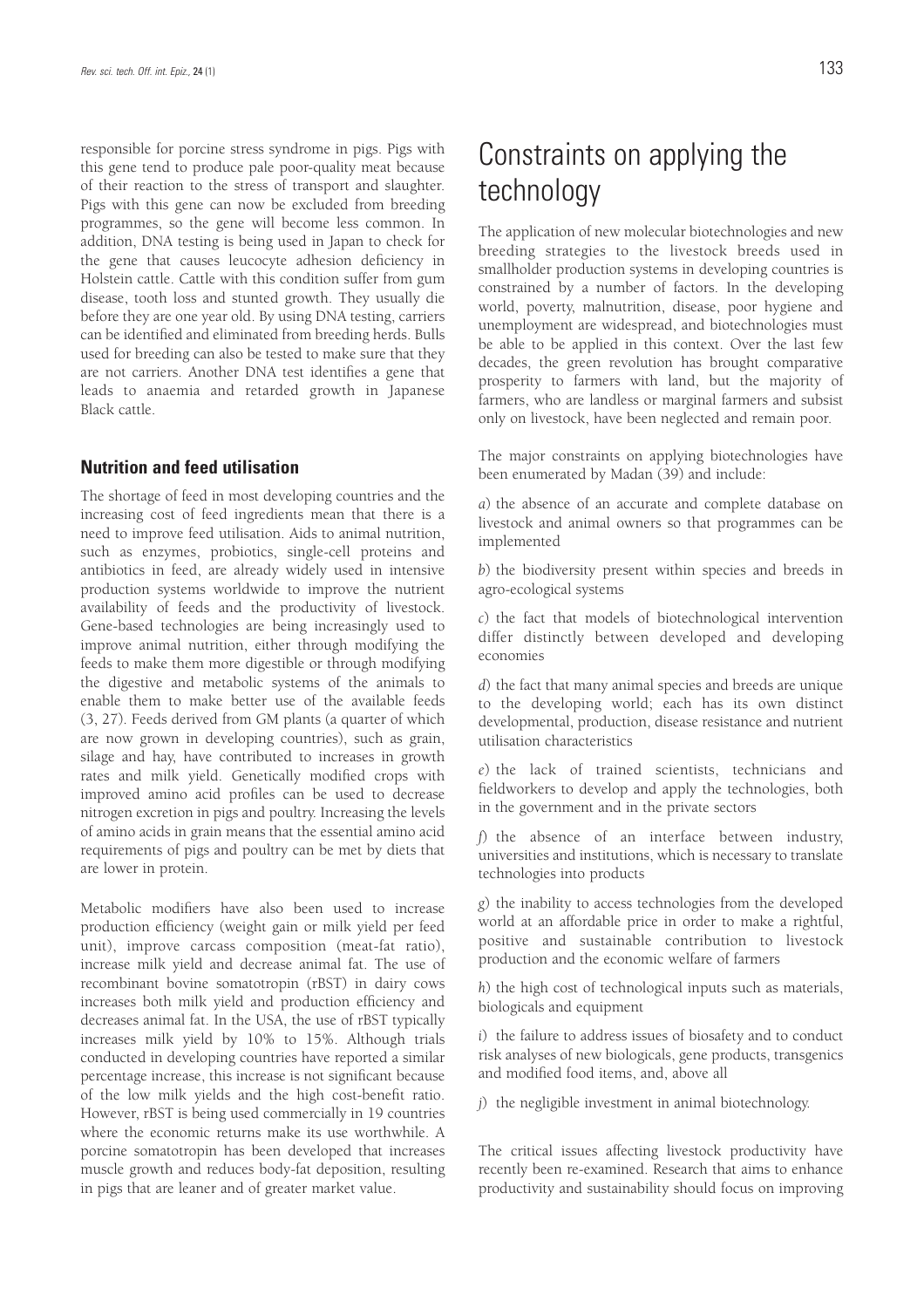responsible for porcine stress syndrome in pigs. Pigs with this gene tend to produce pale poor-quality meat because of their reaction to the stress of transport and slaughter. Pigs with this gene can now be excluded from breeding programmes, so the gene will become less common. In addition, DNA testing is being used in Japan to check for the gene that causes leucocyte adhesion deficiency in Holstein cattle. Cattle with this condition suffer from gum disease, tooth loss and stunted growth. They usually die before they are one year old. By using DNA testing, carriers can be identified and eliminated from breeding herds. Bulls used for breeding can also be tested to make sure that they are not carriers. Another DNA test identifies a gene that leads to anaemia and retarded growth in Japanese Black cattle.

### Nutrition and feed utilisation

The shortage of feed in most developing countries and the increasing cost of feed ingredients mean that there is a need to improve feed utilisation. Aids to animal nutrition, such as enzymes, probiotics, single-cell proteins and antibiotics in feed, are already widely used in intensive production systems worldwide to improve the nutrient availability of feeds and the productivity of livestock. Gene-based technologies are being increasingly used to improve animal nutrition, either through modifying the feeds to make them more digestible or through modifying the digestive and metabolic systems of the animals to enable them to make better use of the available feeds (3, 27). Feeds derived from GM plants (a quarter of which are now grown in developing countries), such as grain, silage and hay, have contributed to increases in growth rates and milk yield. Genetically modified crops with improved amino acid profiles can be used to decrease nitrogen excretion in pigs and poultry. Increasing the levels of amino acids in grain means that the essential amino acid requirements of pigs and poultry can be met by diets that are lower in protein.

Metabolic modifiers have also been used to increase production efficiency (weight gain or milk yield per feed unit), improve carcass composition (meat-fat ratio), increase milk yield and decrease animal fat. The use of recombinant bovine somatotropin (rBST) in dairy cows increases both milk yield and production efficiency and decreases animal fat. In the USA, the use of rBST typically increases milk yield by 10% to 15%. Although trials conducted in developing countries have reported a similar percentage increase, this increase is not significant because of the low milk yields and the high cost-benefit ratio. However, rBST is being used commercially in 19 countries where the economic returns make its use worthwhile. A porcine somatotropin has been developed that increases muscle growth and reduces body-fat deposition, resulting in pigs that are leaner and of greater market value.

# Constraints on applying the technology

The application of new molecular biotechnologies and new breeding strategies to the livestock breeds used in smallholder production systems in developing countries is constrained by a number of factors. In the developing world, poverty, malnutrition, disease, poor hygiene and unemployment are widespread, and biotechnologies must be able to be applied in this context. Over the last few decades, the green revolution has brought comparative prosperity to farmers with land, but the majority of farmers, who are landless or marginal farmers and subsist only on livestock, have been neglected and remain poor.

The major constraints on applying biotechnologies have been enumerated by Madan (39) and include:

*a*) the absence of an accurate and complete database on livestock and animal owners so that programmes can be implemented

*b*) the biodiversity present within species and breeds in agro-ecological systems

*c*) the fact that models of biotechnological intervention differ distinctly between developed and developing economies

*d*) the fact that many animal species and breeds are unique to the developing world; each has its own distinct developmental, production, disease resistance and nutrient utilisation characteristics

*e*) the lack of trained scientists, technicians and fieldworkers to develop and apply the technologies, both in the government and in the private sectors

*f*) the absence of an interface between industry, universities and institutions, which is necessary to translate technologies into products

*g*) the inability to access technologies from the developed world at an affordable price in order to make a rightful, positive and sustainable contribution to livestock production and the economic welfare of farmers

*h*) the high cost of technological inputs such as materials, biologicals and equipment

*i*) the failure to address issues of biosafety and to conduct risk analyses of new biologicals, gene products, transgenics and modified food items, and, above all

*j*) the negligible investment in animal biotechnology.

The critical issues affecting livestock productivity have recently been re-examined. Research that aims to enhance productivity and sustainability should focus on improving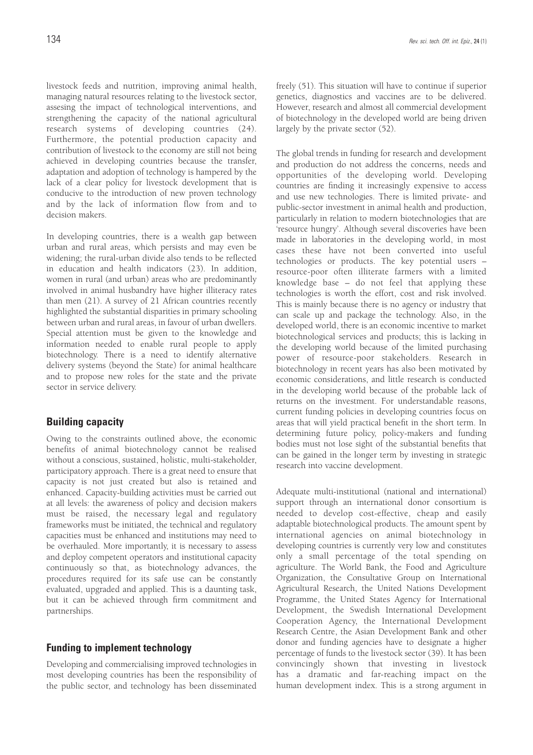livestock feeds and nutrition, improving animal health, managing natural resources relating to the livestock sector, assesing the impact of technological interventions, and strengthening the capacity of the national agricultural research systems of developing countries (24). Furthermore, the potential production capacity and contribution of livestock to the economy are still not being achieved in developing countries because the transfer, adaptation and adoption of technology is hampered by the lack of a clear policy for livestock development that is conducive to the introduction of new proven technology and by the lack of information flow from and to decision makers.

In developing countries, there is a wealth gap between urban and rural areas, which persists and may even be widening; the rural-urban divide also tends to be reflected in education and health indicators (23). In addition, women in rural (and urban) areas who are predominantly involved in animal husbandry have higher illiteracy rates than men (21). A survey of 21 African countries recently highlighted the substantial disparities in primary schooling between urban and rural areas, in favour of urban dwellers. Special attention must be given to the knowledge and information needed to enable rural people to apply biotechnology. There is a need to identify alternative delivery systems (beyond the State) for animal healthcare and to propose new roles for the state and the private sector in service delivery.

## Building capacity

Owing to the constraints outlined above, the economic benefits of animal biotechnology cannot be realised without a conscious, sustained, holistic, multi-stakeholder, participatory approach. There is a great need to ensure that capacity is not just created but also is retained and enhanced. Capacity-building activities must be carried out at all levels: the awareness of policy and decision makers must be raised, the necessary legal and regulatory frameworks must be initiated, the technical and regulatory capacities must be enhanced and institutions may need to be overhauled. More importantly, it is necessary to assess and deploy competent operators and institutional capacity continuously so that, as biotechnology advances, the procedures required for its safe use can be constantly evaluated, upgraded and applied. This is a daunting task, but it can be achieved through firm commitment and partnerships.

## Funding to implement technology

Developing and commercialising improved technologies in most developing countries has been the responsibility of the public sector, and technology has been disseminated freely (51). This situation will have to continue if superior genetics, diagnostics and vaccines are to be delivered. However, research and almost all commercial development of biotechnology in the developed world are being driven largely by the private sector (52).

The global trends in funding for research and development and production do not address the concerns, needs and opportunities of the developing world. Developing countries are finding it increasingly expensive to access and use new technologies. There is limited private- and public-sector investment in animal health and production, particularly in relation to modern biotechnologies that are 'resource hungry'. Although several discoveries have been made in laboratories in the developing world, in most cases these have not been converted into useful technologies or products. The key potential users – resource-poor often illiterate farmers with a limited knowledge base – do not feel that applying these technologies is worth the effort, cost and risk involved. This is mainly because there is no agency or industry that can scale up and package the technology. Also, in the developed world, there is an economic incentive to market biotechnological services and products; this is lacking in the developing world because of the limited purchasing power of resource-poor stakeholders. Research in biotechnology in recent years has also been motivated by economic considerations, and little research is conducted in the developing world because of the probable lack of returns on the investment. For understandable reasons, current funding policies in developing countries focus on areas that will yield practical benefit in the short term. In determining future policy, policy-makers and funding bodies must not lose sight of the substantial benefits that can be gained in the longer term by investing in strategic research into vaccine development.

Adequate multi-institutional (national and international) support through an international donor consortium is needed to develop cost-effective, cheap and easily adaptable biotechnological products. The amount spent by international agencies on animal biotechnology in developing countries is currently very low and constitutes only a small percentage of the total spending on agriculture. The World Bank, the Food and Agriculture Organization, the Consultative Group on International Agricultural Research, the United Nations Development Programme, the United States Agency for International Development, the Swedish International Development Cooperation Agency, the International Development Research Centre, the Asian Development Bank and other donor and funding agencies have to designate a higher percentage of funds to the livestock sector (39). It has been convincingly shown that investing in livestock has a dramatic and far-reaching impact on the human development index. This is a strong argument in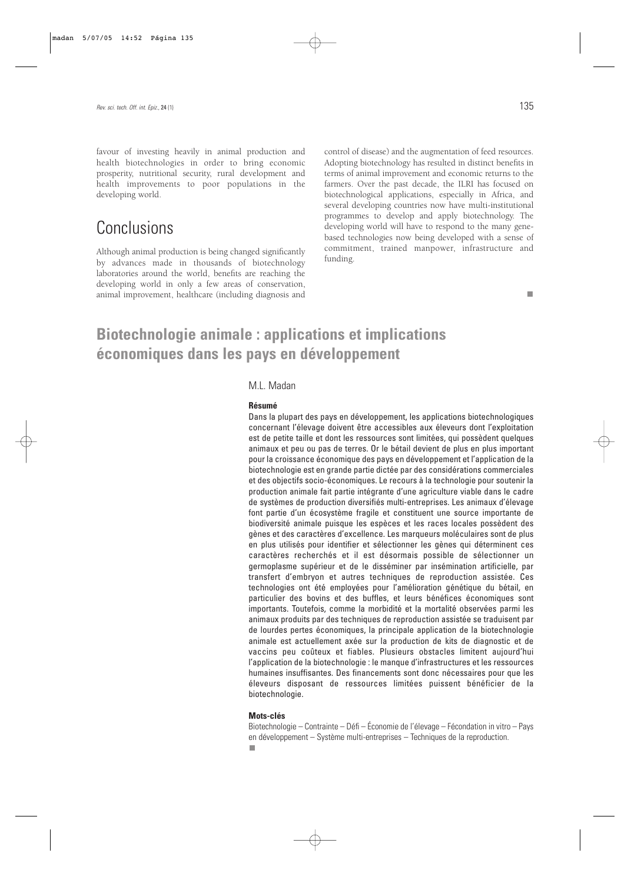favour of investing heavily in animal production and health biotechnologies in order to bring economic prosperity, nutritional security, rural development and health improvements to poor populations in the developing world.

## Conclusions

Although animal production is being changed significantly by advances made in thousands of biotechnology laboratories around the world, benefits are reaching the developing world in only a few areas of conservation, animal improvement, healthcare (including diagnosis and control of disease) and the augmentation of feed resources. Adopting biotechnology has resulted in distinct benefits in terms of animal improvement and economic returns to the farmers. Over the past decade, the ILRI has focused on biotechnological applications, especially in Africa, and several developing countries now have multi-institutional programmes to develop and apply biotechnology. The developing world will have to respond to the many gene-based technologies now being developed with a sense of commitment, trained manpower, infrastructure and funding.

■

# Biotechnologie animale : applications et implications économiques dans les pays en développement

M.L. Madan

**Résumé**

Dans la plupart des pays en développement, les applications biotechnologiques concernant l'élevage doivent être accessibles aux éleveurs dont l'exploitation est de petite taille et dont les ressources sont limitées, qui possèdent quelques animaux et peu ou pas de terres. Or le bétail devient de plus en plus important pour la croissance économique des pays en développement et l'application de la biotechnologie est en grande partie dictée par des considérations commerciales et des objectifs socio-économiques. Le recours à la technologie pour soutenir la production animale fait partie intégrante d'une agriculture viable dans le cadre de systèmes de production diversifiés multi-entreprises. Les animaux d'élevage font partie d'un écosystème fragile et constituent une source importante de biodiversité animale puisque les espèces et les races locales possèdent des gènes et des caractères d'excellence. Les marqueurs moléculaires sont de plus en plus utilisés pour identifier et sélectionner les gènes qui déterminent ces caractères recherchés et il est désormais possible de sélectionner un germoplasme supérieur et de le disséminer par insémination artificielle, par transfert d'embryon et autres techniques de reproduction assistée. Ces technologies ont été employées pour l'amélioration génétique du bétail, en particulier des bovins et des buffles, et leurs bénéfices économiques sont importants. Toutefois, comme la morbidité et la mortalité observées parmi les animaux produits par des techniques de reproduction assistée se traduisent par de lourdes pertes économiques, la principale application de la biotechnologie animale est actuellement axée sur la production de kits de diagnostic et de vaccins peu coûteux et fiables. Plusieurs obstacles limitent aujourd'hui l'application de la biotechnologie : le manque d'infrastructures et les ressources humaines insuffisantes. Des financements sont donc nécessaires pour que les éleveurs disposant de ressources limitées puissent bénéficier de la biotechnologie.

**Mots-clés**

Biotechnologie – Contrainte – Défi – Économie de l'élevage – Fécondation in vitro – Pays en développement – Système multi-entreprises – Techniques de la reproduction.

■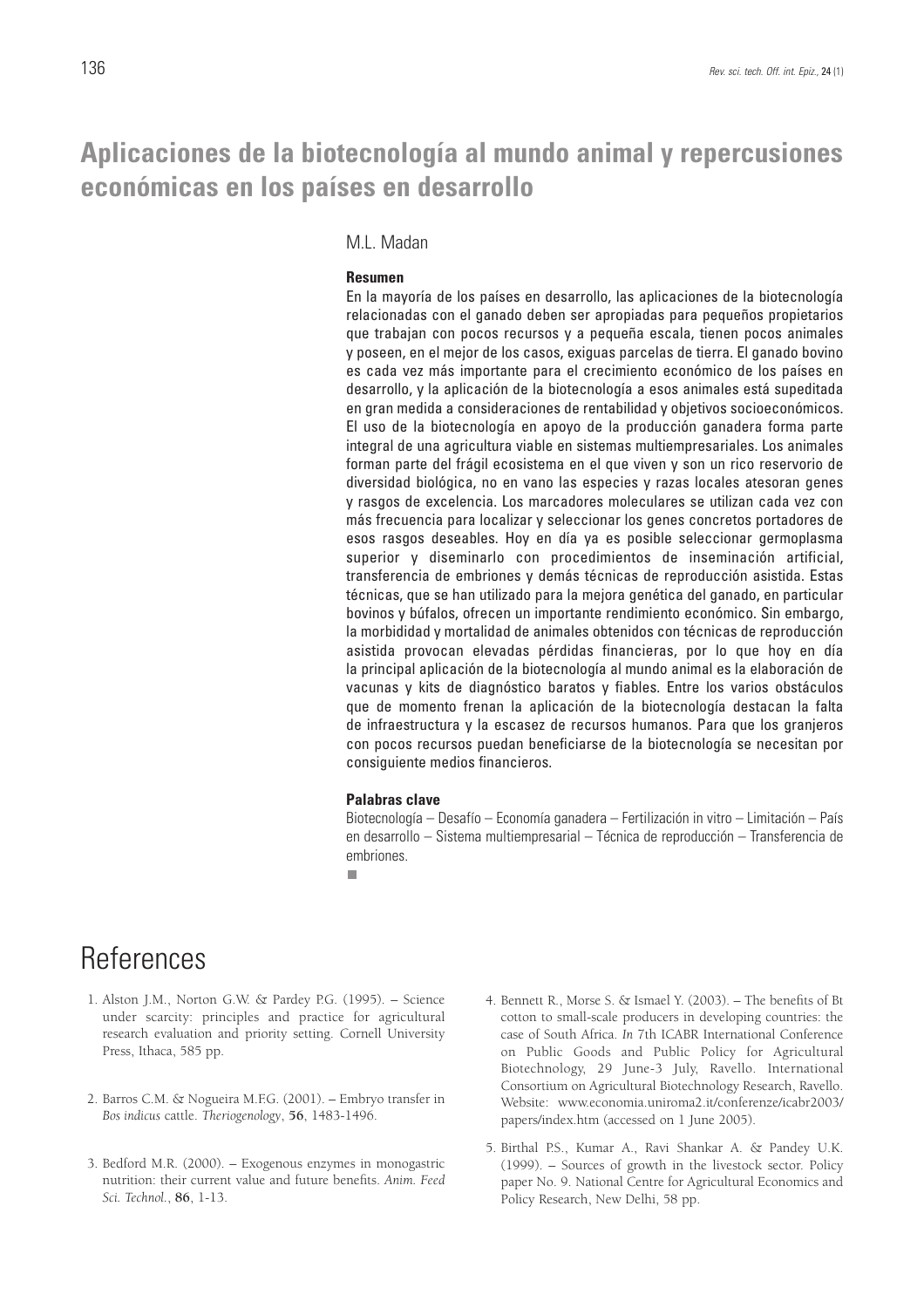# Aplicaciones de la biotecnología al mundo animal y repercusiones económicas en los países en desarrollo

M.L. Madan

**Resumen**

En la mayoría de los países en desarrollo, las aplicaciones de la biotecnología relacionadas con el ganado deben ser apropiadas para pequeños propietarios que trabajan con pocos recursos y a pequeña escala, tienen pocos animales y poseen, en el mejor de los casos, exiguas parcelas de tierra. El ganado bovino es cada vez más importante para el crecimiento económico de los países en desarrollo, y la aplicación de la biotecnología a esos animales está supeditada en gran medida a consideraciones de rentabilidad y objetivos socioeconómicos. El uso de la biotecnología en apoyo de la producción ganadera forma parte integral de una agricultura viable en sistemas multiempresariales. Los animales forman parte del frágil ecosistema en el que viven y son un rico reservorio de diversidad biológica, no en vano las especies y razas locales atesoran genes y rasgos de excelencia. Los marcadores moleculares se utilizan cada vez con más frecuencia para localizar y seleccionar los genes concretos portadores de esos rasgos deseables. Hoy en día ya es posible seleccionar germoplasma superior y diseminarlo con procedimientos de inseminación artificial, transferencia de embriones y demás técnicas de reproducción asistida. Estas técnicas, que se han utilizado para la mejora genética del ganado, en particular bovinos y búfalos, ofrecen un importante rendimiento económico. Sin embargo, la morbidad y mortalidad de animales obtenidos con técnicas de reproducción asistida provocan elevadas pérdidas financieras, por lo que hoy en día la principal aplicación de la biotecnología al mundo animal es la elaboración de vacunas y kits de diagnóstico baratos y fiables. Entre los varios obstáculos que de momento frenan la aplicación de la biotecnología destacan la falta de infraestructura y la escasez de recursos humanos. Para que los granjeros con pocos recursos puedan beneficiarse de la biotecnología se necesitan por consiguiente medios financieros.

**Palabras clave**

Biotecnología – Desafío – Economía ganadera – Fertilización in vitro – Limitación – País en desarrollo – Sistema multiempresarial – Técnica de reproducción – Transferencia de embriones.

# References

1. Alston J.M., Norton G.W. & Pardey P.G. (1995). – Science under scarcity: principles and practice for agricultural research evaluation and priority setting. Cornell University Press, Ithaca, 585 pp.

2. Barros C.M. & Nogueira M.F.G. (2001). – Embryo transfer in *Bos indicus* cattle. *Theriogenology*, **56**, 1483-1496.

3. Bedford M.R. (2000). – Exogenous enzymes in monogastric nutrition: their current value and future benefits. *Anim. Feed Sci. Technol.*, **86**, 1-13.

4. Bennett R., Morse S. & Ismael Y. (2003). – The benefits of Bt cotton to small-scale producers in developing countries: the case of South Africa. *In* 7th ICABR International Conference on Public Goods and Public Policy for Agricultural Biotechnology, 29 June-3 July, Ravello. International Consortium on Agricultural Biotechnology Research, Ravello. Website: www.economia.uniroma2.it/conferenze/icabr2003/papers/index.htm (accessed on 1 June 2005).

5. Birthal P.S., Kumar A., Ravi Shankar A. & Pandey U.K. (1999). – Sources of growth in the livestock sector. Policy paper No. 9. National Centre for Agricultural Economics and Policy Research, New Delhi, 58 pp.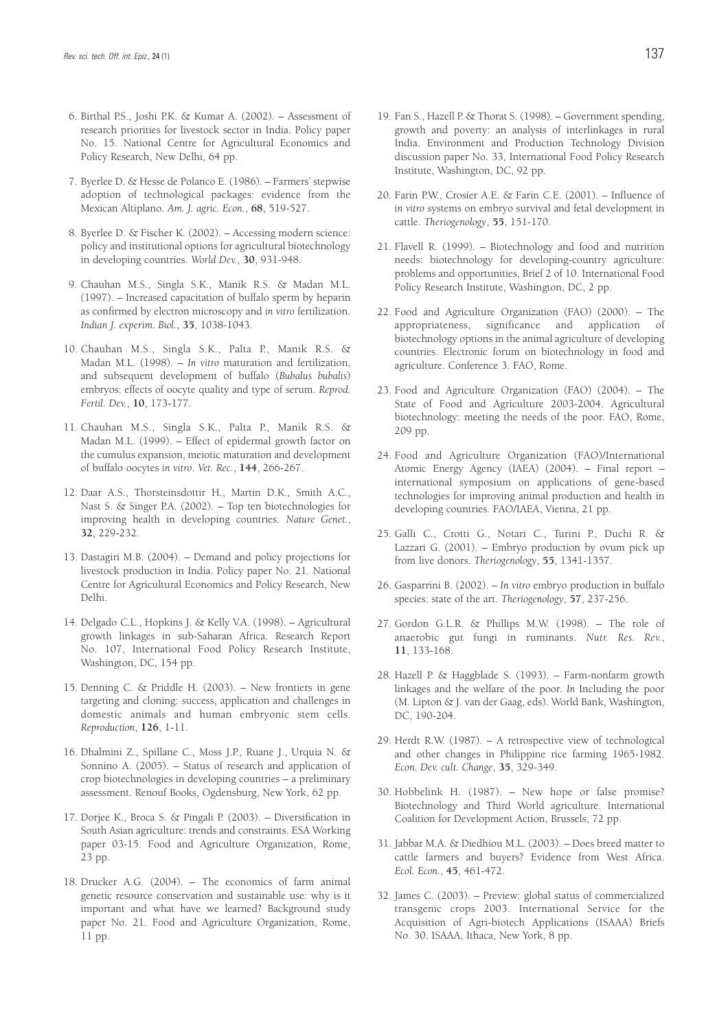6. Birthal P.S., Joshi P.K. & Kumar A. (2002). – Assessment of research priorities for livestock sector in India. Policy paper No. 15. National Centre for Agricultural Economics and Policy Research, New Delhi, 64 pp.

7. Byerlee D. & Hesse de Polanco E. (1986). – Farmers' stepwise adoption of technological packages: evidence from the Mexican Altiplano. *Am. J. agric. Econ.*, **68**, 519-527.

8. Byerlee D. & Fischer K. (2002). – Accessing modern science: policy and institutional options for agricultural biotechnology in developing countries. *World Dev.*, **30**, 931-948.

9. Chauhan M.S., Singla S.K., Manik R.S. & Madan M.L. (1997). – Increased capacitation of buffalo sperm by heparin as confirmed by electron microscopy and *in vitro* fertilization. *Indian J. experim. Biol.*, **35**, 1038-1043.

10. Chauhan M.S., Singla S.K., Palta P., Manik R.S. & Madan M.L. (1998). – *In vitro* maturation and fertilization, and subsequent development of buffalo (*Bubalus bubalis*) embryos: effects of oocyte quality and type of serum. *Reprod. Fertil. Dev.*, **10**, 173-177.

11. Chauhan M.S., Singla S.K., Palta P., Manik R.S. & Madan M.L. (1999). – Effect of epidermal growth factor on the cumulus expansion, meiotic maturation and development of buffalo oocytes *in vitro*. *Vet. Rec.*, **144**, 266-267.

12. Daar A.S., Thorsteinsdottir H., Martin D.K., Smith A.C., Nast S. & Singer P.A. (2002). – Top ten biotechnologies for improving health in developing countries. *Nature Genet.*, **32**, 229-232.

13. Dastagiri M.B. (2004). – Demand and policy projections for livestock production in India. Policy paper No. 21. National Centre for Agricultural Economics and Policy Research, New Delhi.

14. Delgado C.L., Hopkins J. & Kelly V.A. (1998). – Agricultural growth linkages in sub-Saharan Africa. Research Report No. 107, International Food Policy Research Institute, Washington, DC, 154 pp.

15. Denning C. & Priddle H. (2003). – New frontiers in gene targeting and cloning: success, application and challenges in domestic animals and human embryonic stem cells. *Reproduction*, **126**, 1-11.

16. Dhalmini Z., Spillane C., Moss J.P., Ruane J., Urquia N. & Sonnino A. (2005). – Status of research and application of crop biotechnologies in developing countries – a preliminary assessment. Renouf Books, Ogdensburg, New York, 62 pp.

17. Dorjee K., Broca S. & Pingali P. (2003). – Diversification in South Asian agriculture: trends and constraints. ESA Working paper 03-15. Food and Agriculture Organization, Rome, 23 pp.

18. Drucker A.G. (2004). – The economics of farm animal genetic resource conservation and sustainable use: why is it important and what have we learned? Background study paper No. 21. Food and Agriculture Organization, Rome, 11 pp.

19. Fan S., Hazell P. & Thorat S. (1998). – Government spending, growth and poverty: an analysis of interlinkages in rural India. Environment and Production Technology Division discussion paper No. 33, International Food Policy Research Institute, Washington, DC, 92 pp.

20. Farin P.W., Crosier A.E. & Farin C.E. (2001). – Influence of *in vitro* systems on embryo survival and fetal development in cattle. *Theriogenology*, **55**, 151-170.

21. Flavell R. (1999). – Biotechnology and food and nutrition needs: biotechnology for developing-country agriculture: problems and opportunities, Brief 2 of 10. International Food Policy Research Institute, Washington, DC, 2 pp.

22. Food and Agriculture Organization (FAO) (2000). – The appropriateness, significance and application of biotechnology options in the animal agriculture of developing countries. Electronic forum on biotechnology in food and agriculture. Conference 3. FAO, Rome.

23. Food and Agriculture Organization (FAO) (2004). – The State of Food and Agriculture 2003-2004. Agricultural biotechnology: meeting the needs of the poor. FAO, Rome, 209 pp.

24. Food and Agriculture Organization (FAO)/International Atomic Energy Agency (IAEA) (2004). – Final report – international symposium on applications of gene-based technologies for improving animal production and health in developing countries. FAO/IAEA, Vienna, 21 pp.

25. Galli C., Crotti G., Notari C., Turini P., Duchi R. & Lazzari G. (2001). – Embryo production by ovum pick up from live donors. *Theriogenology*, **55**, 1341-1357.

26. Gasparrini B. (2002). – *In vitro* embryo production in buffalo species: state of the art. *Theriogenology*, **57**, 237-256.

27. Gordon G.L.R. & Phillips M.W. (1998). – The role of anaerobic gut fungi in ruminants. *Nutr. Res. Rev.*, **11**, 133-168.

28. Hazell P. & Haggblade S. (1993). – Farm-nonfarm growth linkages and the welfare of the poor. *In* Including the poor (M. Lipton & J. van der Gaag, eds). World Bank, Washington, DC, 190-204.

29. Herdt R.W. (1987). – A retrospective view of technological and other changes in Philippine rice farming 1965-1982. *Econ. Dev. cult. Change*, **35**, 329-349.

30. Hobbelink H. (1987). – New hope or false promise? Biotechnology and Third World agriculture. International Coalition for Development Action, Brussels, 72 pp.

31. Jabbar M.A. & Diedhiou M.L. (2003). – Does breed matter to cattle farmers and buyers? Evidence from West Africa. *Ecol. Econ.*, **45**, 461-472.

32. James C. (2003). – Preview: global status of commercialized transgenic crops 2003. International Service for the Acquisition of Agri-biotech Applications (ISAAA) Briefs No. 30. ISAAA, Ithaca, New York, 8 pp.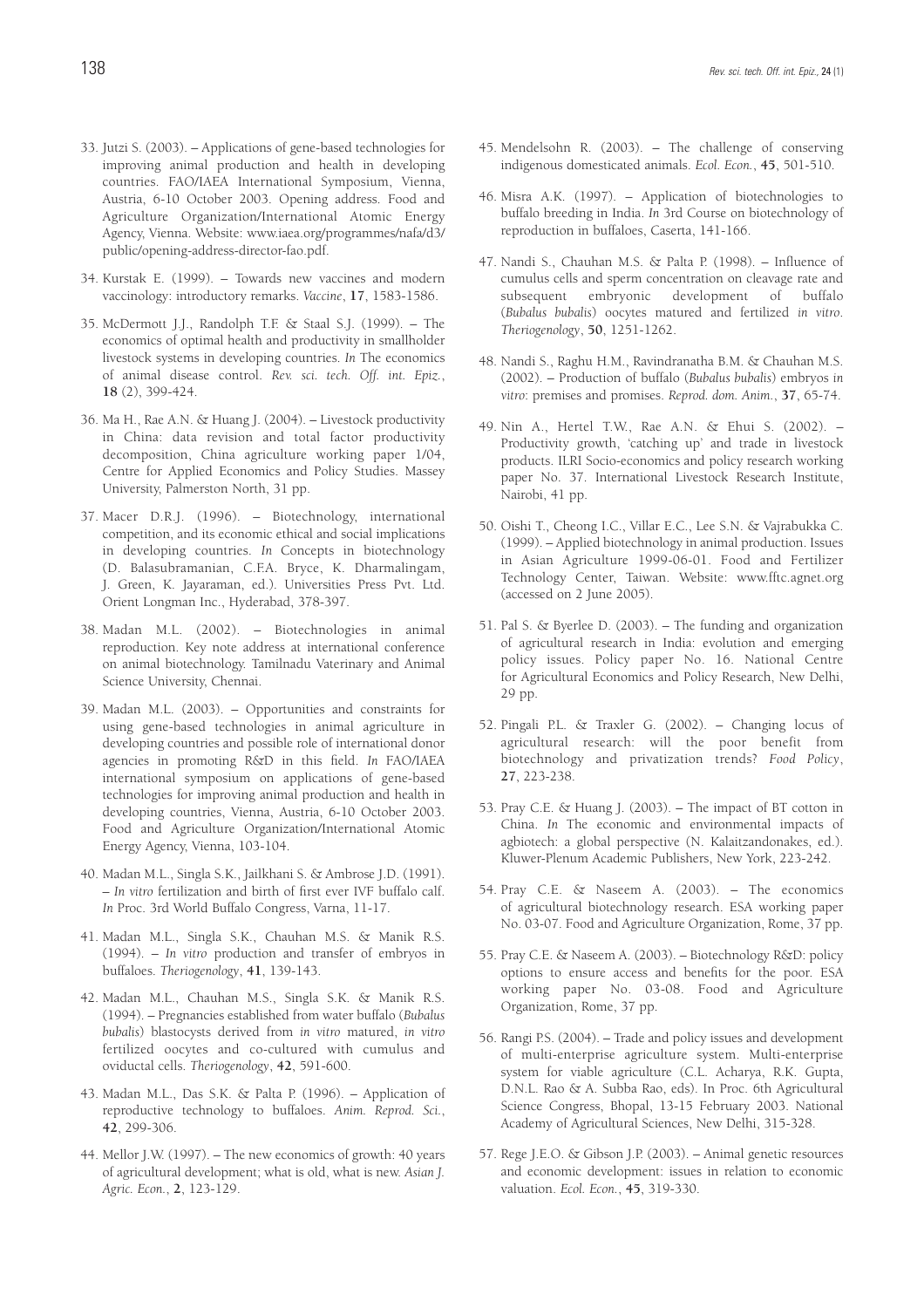33. Jutzi S. (2003). – Applications of gene-based technologies for improving animal production and health in developing countries. FAO/IAEA International Symposium, Vienna, Austria, 6-10 October 2003. Opening address. Food and Agriculture Organization/International Atomic Energy Agency, Vienna. Website: www.iaea.org/programmes/nafa/d3/public/opening-address-director-fao.pdf.

34. Kurstak E. (1999). – Towards new vaccines and modern vaccinology: introductory remarks. *Vaccine*, **17**, 1583-1586.

35. McDermott J.J., Randolph T.F. & Staal S.J. (1999). – The economics of optimal health and productivity in smallholder livestock systems in developing countries. *In* The economics of animal disease control. *Rev. sci. tech. Off. int. Epiz.*, **18** (2), 399-424.

36. Ma H., Rae A.N. & Huang J. (2004). – Livestock productivity in China: data revision and total factor productivity decomposition, China agriculture working paper 1/04, Centre for Applied Economics and Policy Studies. Massey University, Palmerston North, 31 pp.

37. Macer D.R.J. (1996). – Biotechnology, international competition, and its economic ethical and social implications in developing countries. *In* Concepts in biotechnology (D. Balasubramanian, C.F.A. Bryce, K. Dharmalingam, J. Green, K. Jayaraman, ed.). Universities Press Pvt. Ltd. Orient Longman Inc., Hyderabad, 378-397.

38. Madan M.L. (2002). – Biotechnologies in animal reproduction. Key note address at international conference on animal biotechnology. Tamilnadu Vaterinary and Animal Science University, Chennai.

39. Madan M.L. (2003). – Opportunities and constraints for using gene-based technologies in animal agriculture in developing countries and possible role of international donor agencies in promoting R&D in this field. *In* FAO/IAEA international symposium on applications of gene-based technologies for improving animal production and health in developing countries, Vienna, Austria, 6-10 October 2003. Food and Agriculture Organization/International Atomic Energy Agency, Vienna, 103-104.

40. Madan M.L., Singla S.K., Jailkhani S. & Ambrose J.D. (1991). – *In vitro* fertilization and birth of first ever IVF buffalo calf. *In* Proc. 3rd World Buffalo Congress, Varna, 11-17.

41. Madan M.L., Singla S.K., Chauhan M.S. & Manik R.S. (1994). – *In vitro* production and transfer of embryos in buffaloes. *Theriogenology*, **41**, 139-143.

42. Madan M.L., Chauhan M.S., Singla S.K. & Manik R.S. (1994). – Pregnancies established from water buffalo (*Bubalus bubalis*) blastocysts derived from *in vitro* matured, *in vitro* fertilized oocytes and co-cultured with cumulus and oviductal cells. *Theriogenology*, **42**, 591-600.

43. Madan M.L., Das S.K. & Palta P. (1996). – Application of reproductive technology to buffaloes. *Anim. Reprod. Sci.*, **42**, 299-306.

44. Mellor J.W. (1997). – The new economics of growth: 40 years of agricultural development; what is old, what is new. *Asian J. Agric. Econ.*, **2**, 123-129.

45. Mendelsohn R. (2003). – The challenge of conserving indigenous domesticated animals. *Ecol. Econ.*, **45**, 501-510.

46. Misra A.K. (1997). – Application of biotechnologies to buffalo breeding in India. *In* 3rd Course on biotechnology of reproduction in buffaloes, Caserta, 141-166.

47. Nandi S., Chauhan M.S. & Palta P. (1998). – Influence of cumulus cells and sperm concentration on cleavage rate and subsequent embryonic development of buffalo (*Bubalus bubalis*) oocytes matured and fertilized *in vitro*. *Theriogenology*, **50**, 1251-1262.

48. Nandi S., Raghu H.M., Ravindranatha B.M. & Chauhan M.S. (2002). – Production of buffalo (*Bubalus bubalis*) embryos *in vitro*: premises and promises. *Reprod. dom. Anim.*, **37**, 65-74.

49. Nin A., Hertel T.W., Rae A.N. & Ehui S. (2002). – Productivity growth, 'catching up' and trade in livestock products. ILRI Socio-economics and policy research working paper No. 37. International Livestock Research Institute, Nairobi, 41 pp.

50. Oishi T., Cheong I.C., Villar E.C., Lee S.N. & Vajrabukka C. (1999). – Applied biotechnology in animal production. Issues in Asian Agriculture 1999-06-01. Food and Fertilizer Technology Center, Taiwan. Website: www.fftc.agnet.org (accessed on 2 June 2005).

51. Pal S. & Byerlee D. (2003). – The funding and organization of agricultural research in India: evolution and emerging policy issues. Policy paper No. 16. National Centre for Agricultural Economics and Policy Research, New Delhi, 29 pp.

52. Pingali P.L. & Traxler G. (2002). – Changing locus of agricultural research: will the poor benefit from biotechnology and privatization trends? *Food Policy*, **27**, 223-238.

53. Pray C.E. & Huang J. (2003). – The impact of BT cotton in China. *In* The economic and environmental impacts of agbiotech: a global perspective (N. Kalaitzandonakes, ed.). Kluwer-Plenum Academic Publishers, New York, 223-242.

54. Pray C.E. & Naseem A. (2003). – The economics of agricultural biotechnology research. ESA working paper No. 03-07. Food and Agriculture Organization, Rome, 37 pp.

55. Pray C.E. & Naseem A. (2003). – Biotechnology R&D: policy options to ensure access and benefits for the poor. ESA working paper No. 03-08. Food and Agriculture Organization, Rome, 37 pp.

56. Rangi P.S. (2004). – Trade and policy issues and development of multi-enterprise agriculture system. Multi-enterprise system for viable agriculture (C.L. Acharya, R.K. Gupta, D.N.L. Rao & A. Subba Rao, eds). In Proc. 6th Agricultural Science Congress, Bhopal, 13-15 February 2003. National Academy of Agricultural Sciences, New Delhi, 315-328.

57. Rege J.E.O. & Gibson J.P. (2003). – Animal genetic resources and economic development: issues in relation to economic valuation. *Ecol. Econ.*, **45**, 319-330.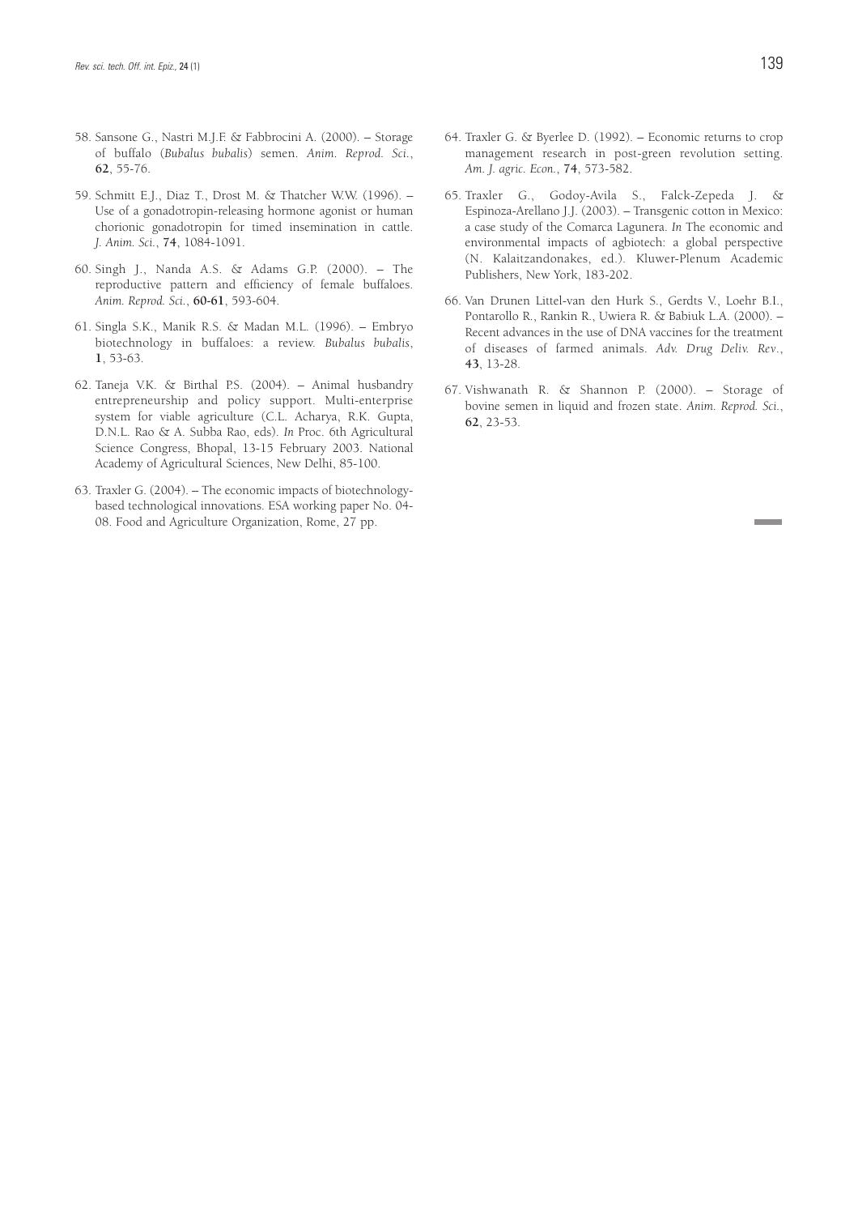58. Sansone G., Nastri M.J.F. & Fabbrocini A. (2000). – Storage of buffalo (*Bubalus bubalis*) semen. *Anim. Reprod. Sci.*, **62**, 55-76.

59. Schmitt E.J., Diaz T., Drost M. & Thatcher W.W. (1996). – Use of a gonadotropin-releasing hormone agonist or human chorionic gonadotropin for timed insemination in cattle. *J. Anim. Sci.*, **74**, 1084-1091.

60. Singh J., Nanda A.S. & Adams G.P. (2000). – The reproductive pattern and efficiency of female buffaloes. *Anim. Reprod. Sci.*, **60-61**, 593-604.

61. Singla S.K., Manik R.S. & Madan M.L. (1996). – Embryo biotechnology in buffaloes: a review. *Bubalus bubalis*, **1**, 53-63.

62. Taneja V.K. & Birthal P.S. (2004). – Animal husbandry entrepreneurship and policy support. Multi-enterprise system for viable agriculture (C.L. Acharya, R.K. Gupta, D.N.L. Rao & A. Subba Rao, eds). *In* Proc. 6th Agricultural Science Congress, Bhopal, 13-15 February 2003. National Academy of Agricultural Sciences, New Delhi, 85-100.

63. Traxler G. (2004). – The economic impacts of biotechnology-based technological innovations. ESA working paper No. 04-08. Food and Agriculture Organization, Rome, 27 pp.

64. Traxler G. & Byerlee D. (1992). – Economic returns to crop management research in post-green revolution setting. *Am. J. agric. Econ.*, **74**, 573-582.

65. Traxler G., Godoy-Avila S., Falck-Zepeda J. & Espinoza-Arellano J.J. (2003). – Transgenic cotton in Mexico: a case study of the Comarca Lagunera. *In* The economic and environmental impacts of agbiotech: a global perspective (N. Kalaitzandonakes, ed.). Kluwer-Plenum Academic Publishers, New York, 183-202.

66. Van Drunen Littel-van den Hurk S., Gerdts V., Loehr B.I., Pontarollo R., Rankin R., Uwiera R. & Babiuk L.A. (2000). – Recent advances in the use of DNA vaccines for the treatment of diseases of farmed animals. *Adv. Drug Deliv. Rev.*, **43**, 13-28.

67. Vishwanath R. & Shannon P. (2000). – Storage of bovine semen in liquid and frozen state. *Anim. Reprod. Sci.*, **62**, 23-53.